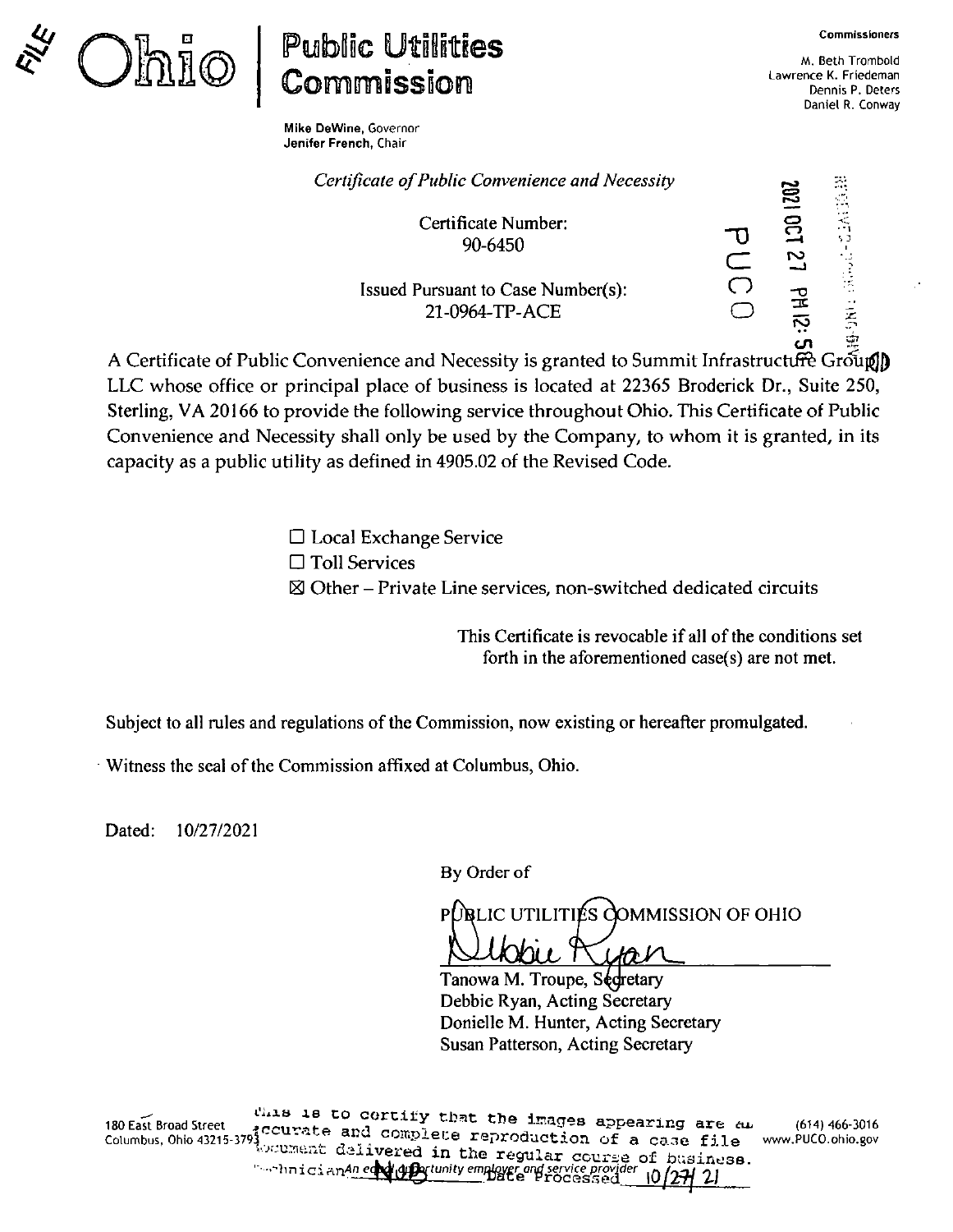FILE

# Ohio | Public Utilities Commission

Mike DeWine, Governor
Jenifer French, Chair

**Commissioners**

M. Beth Trombold
Lawrence K. Friedeman
Dennis P. Deters
Daniel R. Conway

*Certificate of Public Convenience and Necessity*

Certificate Number:
90-6450

Issued Pursuant to Case Number(s):
21-0964-TP-ACE

PUCO 2021 OCT 27 PM 12:58

A Certificate of Public Convenience and Necessity is granted to Summit Infrastructure Group LLC whose office or principal place of business is located at 22365 Broderick Dr., Suite 250, Sterling, VA 20166 to provide the following service throughout Ohio. This Certificate of Public Convenience and Necessity shall only be used by the Company, to whom it is granted, in its capacity as a public utility as defined in 4905.02 of the Revised Code.

☐ Local Exchange Service
☐ Toll Services
☒ Other – Private Line services, non-switched dedicated circuits

This Certificate is revocable if all of the conditions set forth in the aforementioned case(s) are not met.

Subject to all rules and regulations of the Commission, now existing or hereafter promulgated.

Witness the seal of the Commission affixed at Columbus, Ohio.

Dated: 10/27/2021

By Order of

PUBLIC UTILITIES COMMISSION OF OHIO

Tanowa M. Troupe, Secretary
Debbie Ryan, Acting Secretary
Donielle M. Hunter, Acting Secretary
Susan Patterson, Acting Secretary

180 East Broad Street
Columbus, Ohio 43215-3793

(614) 466-3016
www.PUCO.ohio.gov

An equal opportunity employer and service provider

This is to certify that the images appearing are an accurate and complete reproduction of a case file document delivered in the regular course of business. Technician NOB Date Processed 10/27/21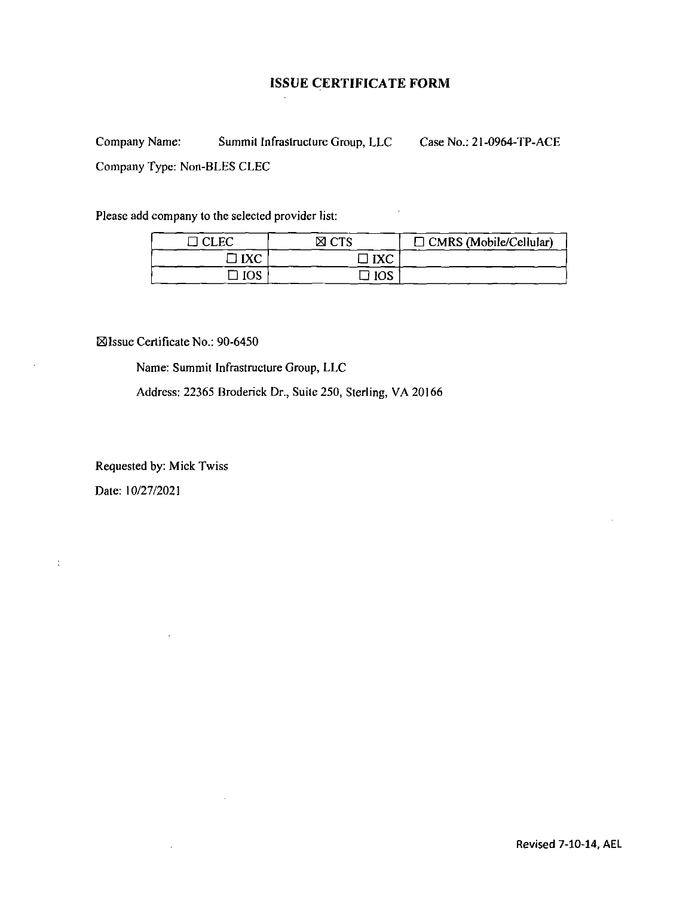# ISSUE CERTIFICATE FORM

Company Name: Summit Infrastructure Group, LLC    Case No.: 21-0964-TP-ACE

Company Type: Non-BLES CLEC

Please add company to the selected provider list:

| | | |
|---|---|---|
| ☐ CLEC | ☒ CTS | ☐ CMRS (Mobile/Cellular) |
| ☐ IXC | ☐ IXC | |
| ☐ IOS | ☐ IOS | |

☒Issue Certificate No.: 90-6450

Name: Summit Infrastructure Group, LLC

Address: 22365 Broderick Dr., Suite 250, Sterling, VA 20166

Requested by: Mick Twiss

Date: 10/27/2021

Revised 7-10-14, AEL